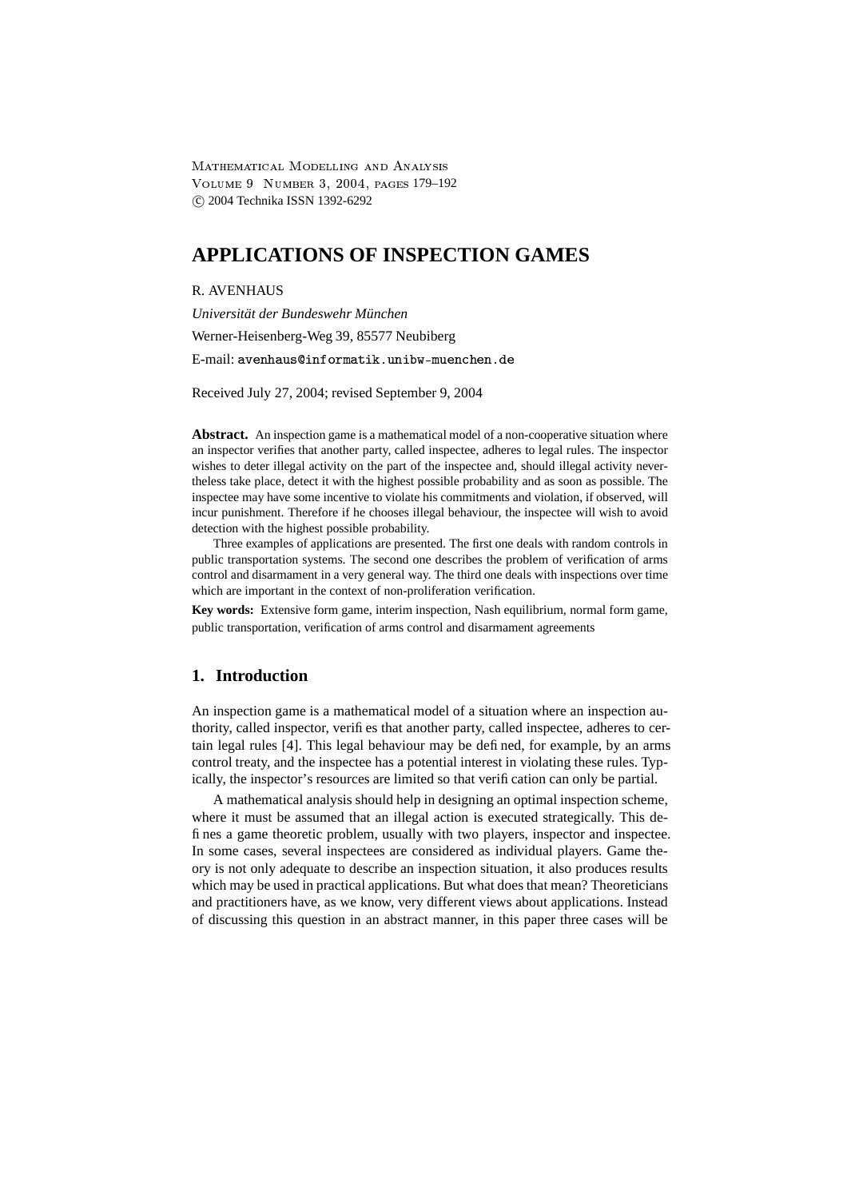# APPLICATIONS OF INSPECTION GAMES

R. AVENHAUS

*Universität der Bundeswehr München*

Werner-Heisenberg-Weg 39, 85577 Neubiberg

E-mail: avenhaus@informatik.unibw-muenchen.de

Received July 27, 2004; revised September 9, 2004

**Abstract.** An inspection game is a mathematical model of a non-cooperative situation where an inspector verifies that another party, called inspectee, adheres to legal rules. The inspector wishes to deter illegal activity on the part of the inspectee and, should illegal activity nevertheless take place, detect it with the highest possible probability and as soon as possible. The inspectee may have some incentive to violate his commitments and violation, if observed, will incur punishment. Therefore if he chooses illegal behaviour, the inspectee will wish to avoid detection with the highest possible probability.

Three examples of applications are presented. The first one deals with random controls in public transportation systems. The second one describes the problem of verification of arms control and disarmament in a very general way. The third one deals with inspections over time which are important in the context of non-proliferation verification.

**Key words:** Extensive form game, interim inspection, Nash equilibrium, normal form game, public transportation, verification of arms control and disarmament agreements

## 1. Introduction

An inspection game is a mathematical model of a situation where an inspection authority, called inspector, verifies that another party, called inspectee, adheres to certain legal rules [4]. This legal behaviour may be defined, for example, by an arms control treaty, and the inspectee has a potential interest in violating these rules. Typically, the inspector's resources are limited so that verification can only be partial.

A mathematical analysis should help in designing an optimal inspection scheme, where it must be assumed that an illegal action is executed strategically. This defines a game theoretic problem, usually with two players, inspector and inspectee. In some cases, several inspectees are considered as individual players. Game theory is not only adequate to describe an inspection situation, it also produces results which may be used in practical applications. But what does that mean? Theoreticians and practitioners have, as we know, very different views about applications. Instead of discussing this question in an abstract manner, in this paper three cases will be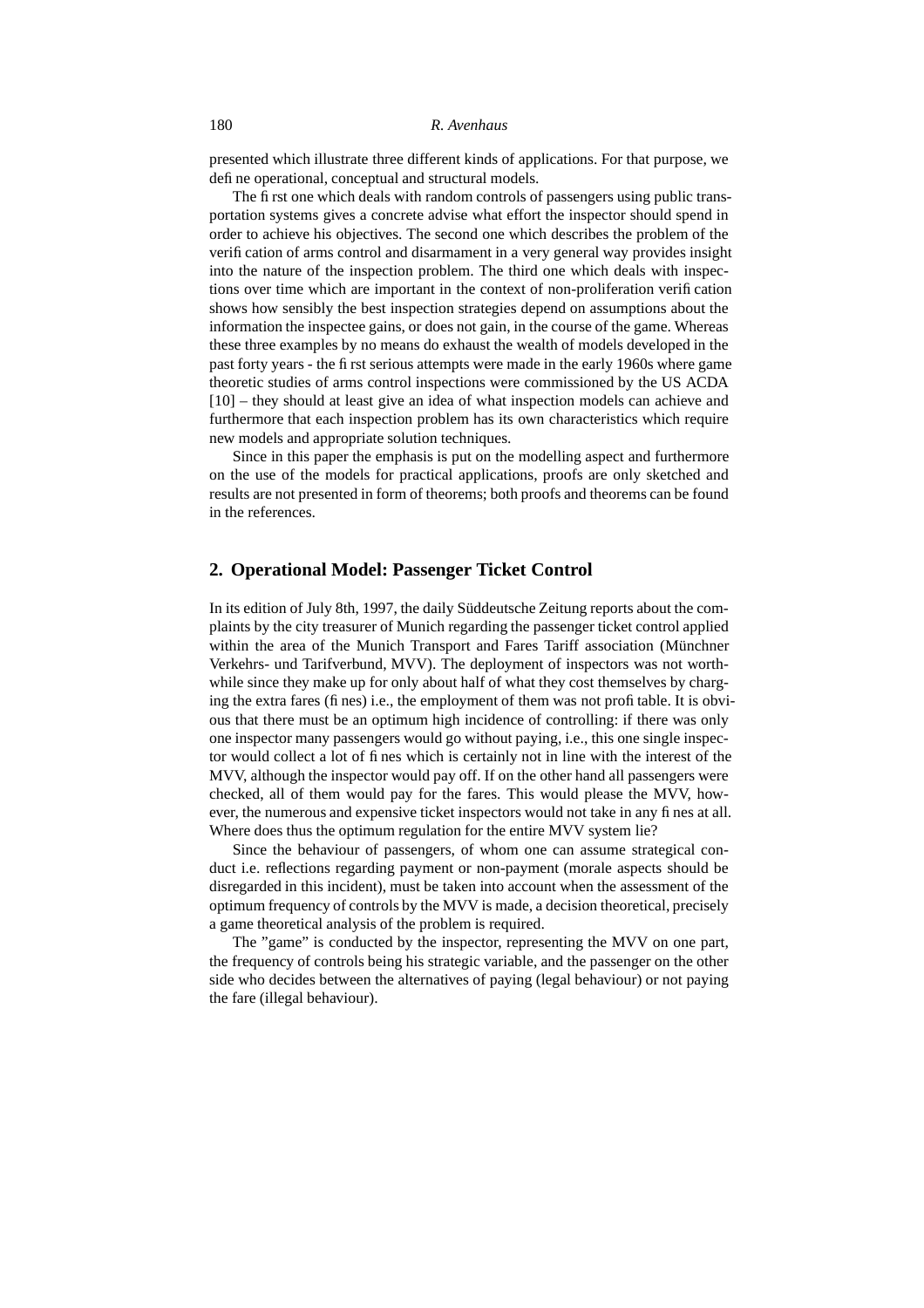presented which illustrate three different kinds of applications. For that purpose, we define operational, conceptual and structural models.

The first one which deals with random controls of passengers using public transportation systems gives a concrete advise what effort the inspector should spend in order to achieve his objectives. The second one which describes the problem of the verification of arms control and disarmament in a very general way provides insight into the nature of the inspection problem. The third one which deals with inspections over time which are important in the context of non-proliferation verification shows how sensibly the best inspection strategies depend on assumptions about the information the inspectee gains, or does not gain, in the course of the game. Whereas these three examples by no means do exhaust the wealth of models developed in the past forty years - the first serious attempts were made in the early 1960s where game theoretic studies of arms control inspections were commissioned by the US ACDA [10] – they should at least give an idea of what inspection models can achieve and furthermore that each inspection problem has its own characteristics which require new models and appropriate solution techniques.

Since in this paper the emphasis is put on the modelling aspect and furthermore on the use of the models for practical applications, proofs are only sketched and results are not presented in form of theorems; both proofs and theorems can be found in the references.

## 2. Operational Model: Passenger Ticket Control

In its edition of July 8th, 1997, the daily Süddeutsche Zeitung reports about the complaints by the city treasurer of Munich regarding the passenger ticket control applied within the area of the Munich Transport and Fares Tariff association (Münchner Verkehrs- und Tarifverbund, MVV). The deployment of inspectors was not worthwhile since they make up for only about half of what they cost themselves by charging the extra fares (fines) i.e., the employment of them was not profitable. It is obvious that there must be an optimum high incidence of controlling: if there was only one inspector many passengers would go without paying, i.e., this one single inspector would collect a lot of fines which is certainly not in line with the interest of the MVV, although the inspector would pay off. If on the other hand all passengers were checked, all of them would pay for the fares. This would please the MVV, however, the numerous and expensive ticket inspectors would not take in any fines at all. Where does thus the optimum regulation for the entire MVV system lie?

Since the behaviour of passengers, of whom one can assume strategical conduct i.e. reflections regarding payment or non-payment (morale aspects should be disregarded in this incident), must be taken into account when the assessment of the optimum frequency of controls by the MVV is made, a decision theoretical, precisely a game theoretical analysis of the problem is required.

The "game" is conducted by the inspector, representing the MVV on one part, the frequency of controls being his strategic variable, and the passenger on the other side who decides between the alternatives of paying (legal behaviour) or not paying the fare (illegal behaviour).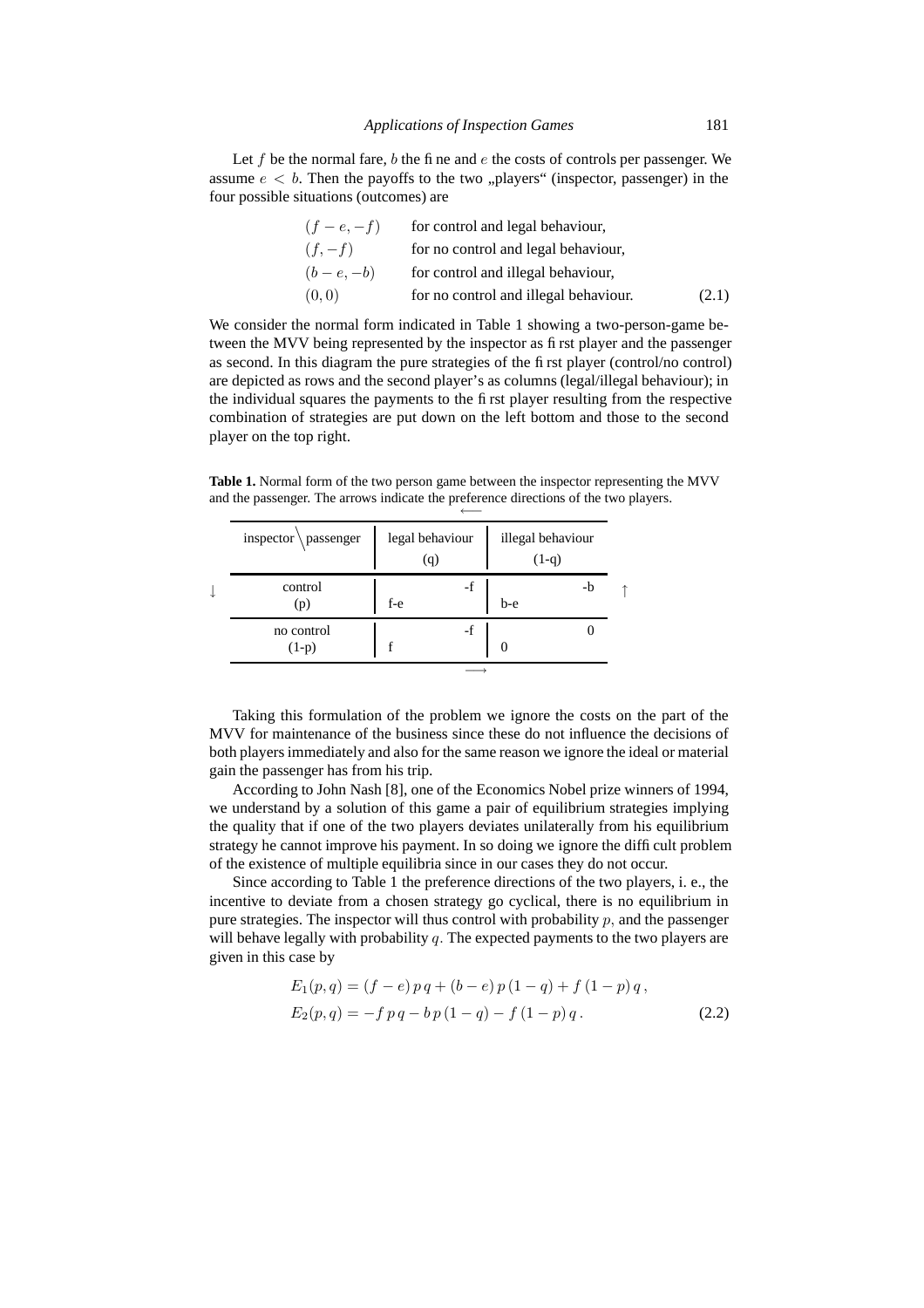Let $f$ be the normal fare, $b$ the fine and $e$ the costs of controls per passenger. We assume $e < b$. Then the payoffs to the two „players" (inspector, passenger) in the four possible situations (outcomes) are

$$
\begin{array}{ll}
(f-e, -f) & \text{for control and legal behaviour,} \\
(f, -f) & \text{for no control and legal behaviour,} \\
(b-e, -b) & \text{for control and illegal behaviour,} \\
(0, 0) & \text{for no control and illegal behaviour.}
\end{array}
\tag{2.1}
$$

We consider the normal form indicated in Table 1 showing a two-person-game between the MVV being represented by the inspector as first player and the passenger as second. In this diagram the pure strategies of the first player (control/no control) are depicted as rows and the second player's as columns (legal/illegal behaviour); in the individual squares the payments to the first player resulting from the respective combination of strategies are put down on the left bottom and those to the second player on the top right.

**Table 1.** Normal form of the two person game between the inspector representing the MVV and the passenger. The arrows indicate the preference directions of the two players.

| | inspector \ passenger | legal behaviour (q) | illegal behaviour (1-q) | |
|---|---|---|---|---|
| ↓ | control (p) | -f / f-e | -b / b-e | ↑ |
| | no control (1-p) | -f / f | 0 / 0 | |

(Top arrow: ⟵; bottom arrow: ⟶. In each cell, the first value is the passenger's payment (top right), the second the inspector's payment (left bottom).)

Taking this formulation of the problem we ignore the costs on the part of the MVV for maintenance of the business since these do not influence the decisions of both players immediately and also for the same reason we ignore the ideal or material gain the passenger has from his trip.

According to John Nash [8], one of the Economics Nobel prize winners of 1994, we understand by a solution of this game a pair of equilibrium strategies implying the quality that if one of the two players deviates unilaterally from his equilibrium strategy he cannot improve his payment. In so doing we ignore the difficult problem of the existence of multiple equilibria since in our cases they do not occur.

Since according to Table 1 the preference directions of the two players, i. e., the incentive to deviate from a chosen strategy go cyclical, there is no equilibrium in pure strategies. The inspector will thus control with probability $p$, and the passenger will behave legally with probability $q$. The expected payments to the two players are given in this case by

$$
\begin{aligned}
E_1(p,q) &= (f-e)\,p\,q + (b-e)\,p\,(1-q) + f\,(1-p)\,q\,, \\
E_2(p,q) &= -f\,p\,q - b\,p\,(1-q) - f\,(1-p)\,q\,.
\end{aligned}
\tag{2.2}
$$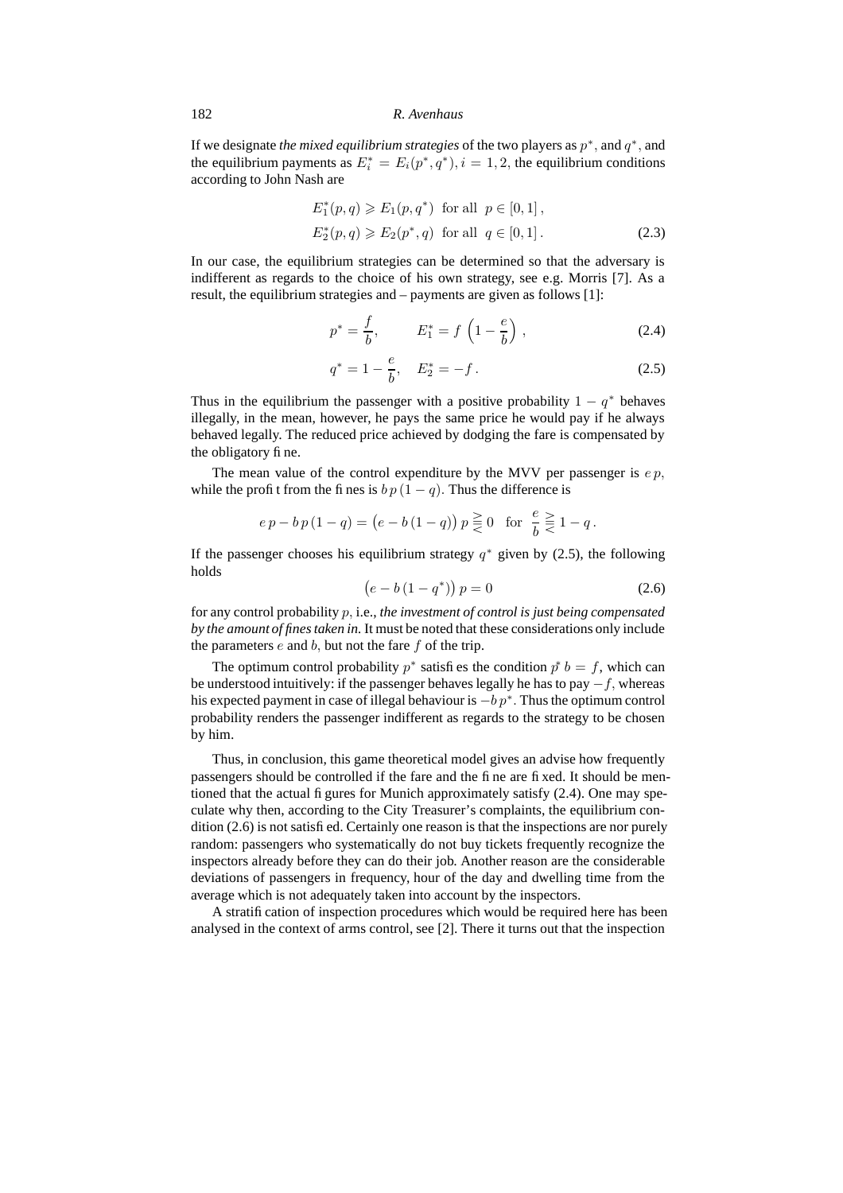If we designate *the mixed equilibrium strategies* of the two players as $p^*$, and $q^*$, and the equilibrium payments as $E_i^* = E_i(p^*, q^*), i = 1, 2$, the equilibrium conditions according to John Nash are

$$E_1^*(p,q) \geqslant E_1(p,q^*) \text{ for all } p \in [0,1]\,,$$
$$E_2^*(p,q) \geqslant E_2(p^*,q) \text{ for all } q \in [0,1]\,. \tag{2.3}$$

In our case, the equilibrium strategies can be determined so that the adversary is indifferent as regards to the choice of his own strategy, see e.g. Morris [7]. As a result, the equilibrium strategies and – payments are given as follows [1]:

$$p^* = \frac{f}{b}, \qquad E_1^* = f\left(1 - \frac{e}{b}\right), \tag{2.4}$$

$$q^* = 1 - \frac{e}{b}, \quad E_2^* = -f\,. \tag{2.5}$$

Thus in the equilibrium the passenger with a positive probability $1 - q^*$ behaves illegally, in the mean, however, he pays the same price he would pay if he always behaved legally. The reduced price achieved by dodging the fare is compensated by the obligatory fine.

The mean value of the control expenditure by the MVV per passenger is $e\,p$, while the profit from the fines is $b\,p\,(1-q)$. Thus the difference is

$$e\,p - b\,p\,(1-q) = \big(e - b\,(1-q)\big)\,p \gtreqless 0 \quad \text{for} \quad \frac{e}{b} \gtreqless 1 - q\,.$$

If the passenger chooses his equilibrium strategy $q^*$ given by (2.5), the following holds

$$\big(e - b\,(1-q^*)\big)\,p = 0 \tag{2.6}$$

for any control probability $p$, i.e., *the investment of control is just being compensated by the amount of fines taken in.* It must be noted that these considerations only include the parameters $e$ and $b$, but not the fare $f$ of the trip.

The optimum control probability $p^*$ satisfies the condition $p^*\,b = f$, which can be understood intuitively: if the passenger behaves legally he has to pay $-f$, whereas his expected payment in case of illegal behaviour is $-b\,p^*$. Thus the optimum control probability renders the passenger indifferent as regards to the strategy to be chosen by him.

Thus, in conclusion, this game theoretical model gives an advise how frequently passengers should be controlled if the fare and the fine are fixed. It should be mentioned that the actual figures for Munich approximately satisfy (2.4). One may speculate why then, according to the City Treasurer's complaints, the equilibrium condition (2.6) is not satisfied. Certainly one reason is that the inspections are nor purely random: passengers who systematically do not buy tickets frequently recognize the inspectors already before they can do their job. Another reason are the considerable deviations of passengers in frequency, hour of the day and dwelling time from the average which is not adequately taken into account by the inspectors.

A stratification of inspection procedures which would be required here has been analysed in the context of arms control, see [2]. There it turns out that the inspection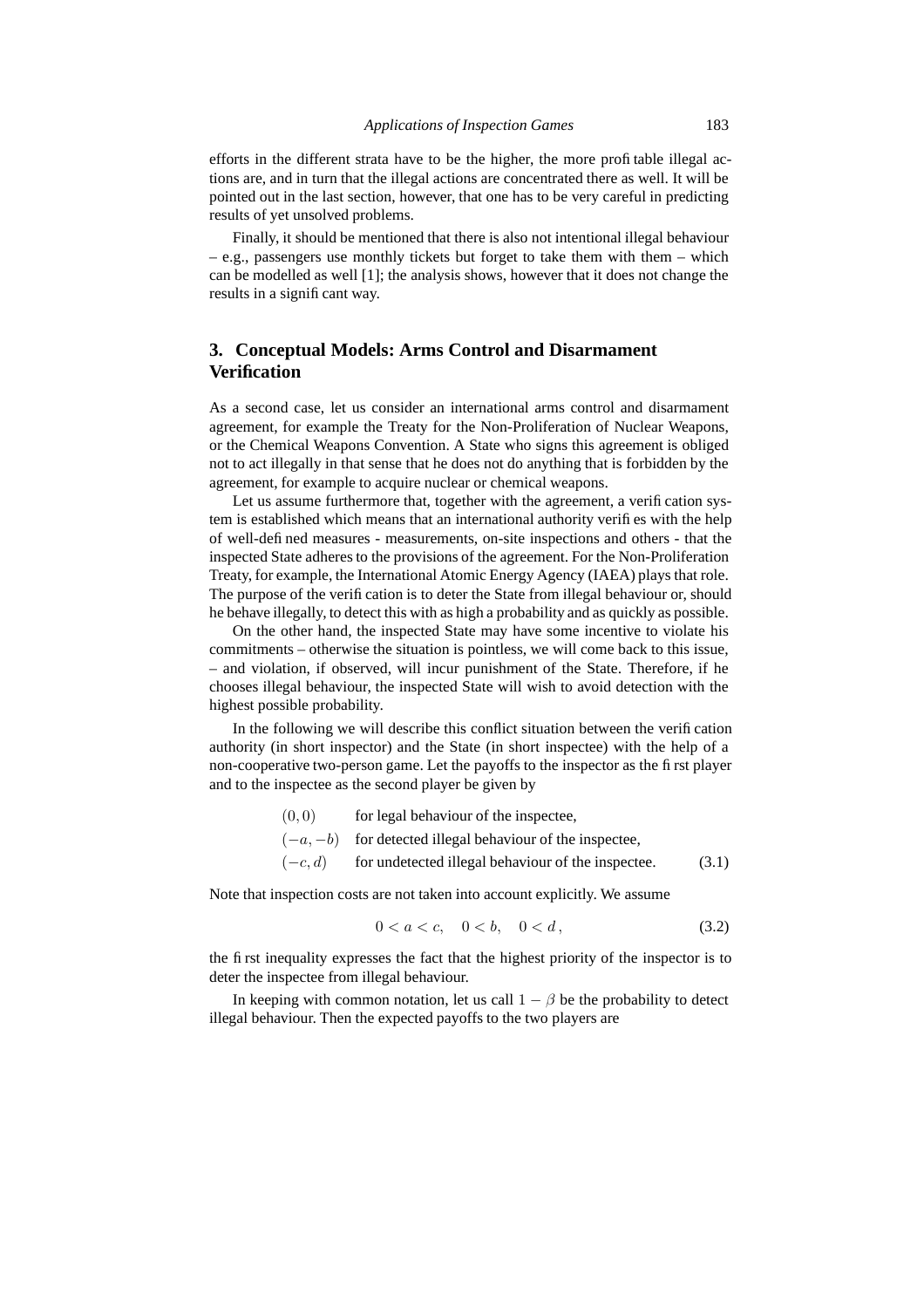efforts in the different strata have to be the higher, the more profitable illegal actions are, and in turn that the illegal actions are concentrated there as well. It will be pointed out in the last section, however, that one has to be very careful in predicting results of yet unsolved problems.

Finally, it should be mentioned that there is also not intentional illegal behaviour – e.g., passengers use monthly tickets but forget to take them with them – which can be modelled as well [1]; the analysis shows, however that it does not change the results in a significant way.

## 3. Conceptual Models: Arms Control and Disarmament Verification

As a second case, let us consider an international arms control and disarmament agreement, for example the Treaty for the Non-Proliferation of Nuclear Weapons, or the Chemical Weapons Convention. A State who signs this agreement is obliged not to act illegally in that sense that he does not do anything that is forbidden by the agreement, for example to acquire nuclear or chemical weapons.

Let us assume furthermore that, together with the agreement, a verification system is established which means that an international authority verifies with the help of well-defined measures - measurements, on-site inspections and others - that the inspected State adheres to the provisions of the agreement. For the Non-Proliferation Treaty, for example, the International Atomic Energy Agency (IAEA) plays that role. The purpose of the verification is to deter the State from illegal behaviour or, should he behave illegally, to detect this with as high a probability and as quickly as possible.

On the other hand, the inspected State may have some incentive to violate his commitments – otherwise the situation is pointless, we will come back to this issue, – and violation, if observed, will incur punishment of the State. Therefore, if he chooses illegal behaviour, the inspected State will wish to avoid detection with the highest possible probability.

In the following we will describe this conflict situation between the verification authority (in short inspector) and the State (in short inspectee) with the help of a non-cooperative two-person game. Let the payoffs to the inspector as the first player and to the inspectee as the second player be given by

$$
\begin{array}{ll}
(0,0) & \text{for legal behaviour of the inspectee,} \\
(-a,-b) & \text{for detected illegal behaviour of the inspectee,} \\
(-c,d) & \text{for undetected illegal behaviour of the inspectee.}
\end{array}
\tag{3.1}
$$

Note that inspection costs are not taken into account explicitly. We assume

$$
0 < a < c, \quad 0 < b, \quad 0 < d\,, \tag{3.2}
$$

the first inequality expresses the fact that the highest priority of the inspector is to deter the inspectee from illegal behaviour.

In keeping with common notation, let us call $1-\beta$ be the probability to detect illegal behaviour. Then the expected payoffs to the two players are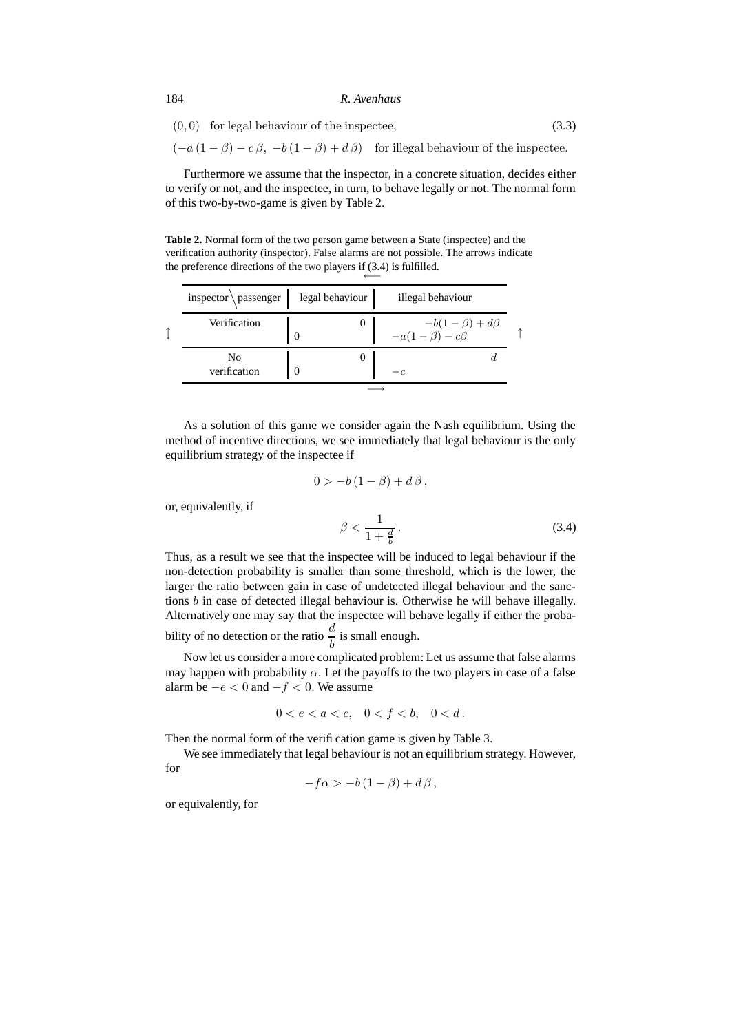$$(0, 0) \quad \text{for legal behaviour of the inspectee,} \tag{3.3}$$

$$(-a\,(1-\beta) - c\,\beta,\ -b\,(1-\beta) + d\,\beta) \quad \text{for illegal behaviour of the inspectee.}$$

Furthermore we assume that the inspector, in a concrete situation, decides either to verify or not, and the inspectee, in turn, to behave legally or not. The normal form of this two-by-two-game is given by Table 2.

**Table 2.** Normal form of the two person game between a State (inspectee) and the verification authority (inspector). False alarms are not possible. The arrows indicate the preference directions of the two players if (3.4) is fulfilled.

| inspector \ passenger | legal behaviour | illegal behaviour |
|---|---|---|
| Verification | inspectee: $0$; inspector: $0$ | inspectee: $-b(1-\beta)+d\beta$; inspector: $-a(1-\beta)-c\beta$ |
| No verification | inspectee: $0$; inspector: $0$ | inspectee: $d$; inspector: $-c$ |

Arrows: $\longleftarrow$ (top), $\longrightarrow$ (bottom), $\updownarrow$ (left), $\uparrow$ (right).

As a solution of this game we consider again the Nash equilibrium. Using the method of incentive directions, we see immediately that legal behaviour is the only equilibrium strategy of the inspectee if

$$0 > -b\,(1-\beta) + d\,\beta\,,$$

or, equivalently, if

$$\beta < \frac{1}{1+\frac{d}{b}}\,. \tag{3.4}$$

Thus, as a result we see that the inspectee will be induced to legal behaviour if the non-detection probability is smaller than some threshold, which is the lower, the larger the ratio between gain in case of undetected illegal behaviour and the sanctions $b$ in case of detected illegal behaviour is. Otherwise he will behave illegally. Alternatively one may say that the inspectee will behave legally if either the probability of no detection or the ratio $\dfrac{d}{b}$ is small enough.

Now let us consider a more complicated problem: Let us assume that false alarms may happen with probability $\alpha$. Let the payoffs to the two players in case of a false alarm be $-e < 0$ and $-f < 0$. We assume

$$0 < e < a < c, \quad 0 < f < b, \quad 0 < d\,.$$

Then the normal form of the verification game is given by Table 3.

We see immediately that legal behaviour is not an equilibrium strategy. However, for

$$-f\alpha > -b\,(1-\beta) + d\,\beta\,,$$

or equivalently, for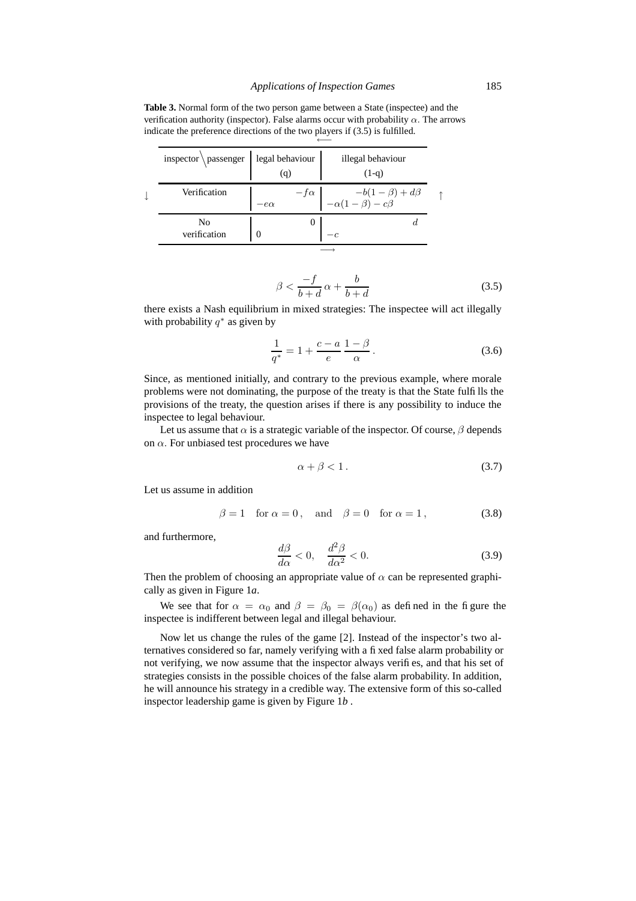**Table 3.** Normal form of the two person game between a State (inspectee) and the verification authority (inspector). False alarms occur with probability $\alpha$. The arrows indicate the preference directions of the two players if (3.5) is fulfilled.

| inspector \ passenger | legal behaviour (q) | illegal behaviour (1-q) |
|---|---|---|
| Verification | $-e\alpha$ ; $-f\alpha$ | $-\alpha(1-\beta) - c\beta$ ; $-b(1-\beta) + d\beta$ |
| No verification | $0$ ; $0$ | $-c$ ; $d$ |

$$\beta < \frac{-f}{b+d}\,\alpha + \frac{b}{b+d} \tag{3.5}$$

there exists a Nash equilibrium in mixed strategies: The inspectee will act illegally with probability $q^*$ as given by

$$\frac{1}{q^*} = 1 + \frac{c-a}{e}\,\frac{1-\beta}{\alpha}\,. \tag{3.6}$$

Since, as mentioned initially, and contrary to the previous example, where morale problems were not dominating, the purpose of the treaty is that the State fulfills the provisions of the treaty, the question arises if there is any possibility to induce the inspectee to legal behaviour.

Let us assume that $\alpha$ is a strategic variable of the inspector. Of course, $\beta$ depends on $\alpha$. For unbiased test procedures we have

$$\alpha + \beta < 1\,. \tag{3.7}$$

Let us assume in addition

$$\beta = 1 \quad \text{for } \alpha = 0\,, \quad \text{and} \quad \beta = 0 \quad \text{for } \alpha = 1\,, \tag{3.8}$$

and furthermore,

$$\frac{d\beta}{d\alpha} < 0, \quad \frac{d^2\beta}{d\alpha^2} < 0. \tag{3.9}$$

Then the problem of choosing an appropriate value of $\alpha$ can be represented graphically as given in Figure 1*a*.

We see that for $\alpha = \alpha_0$ and $\beta = \beta_0 = \beta(\alpha_0)$ as defined in the figure the inspectee is indifferent between legal and illegal behaviour.

Now let us change the rules of the game [2]. Instead of the inspector's two alternatives considered so far, namely verifying with a fixed false alarm probability or not verifying, we now assume that the inspector always verifies, and that his set of strategies consists in the possible choices of the false alarm probability. In addition, he will announce his strategy in a credible way. The extensive form of this so-called inspector leadership game is given by Figure 1*b* .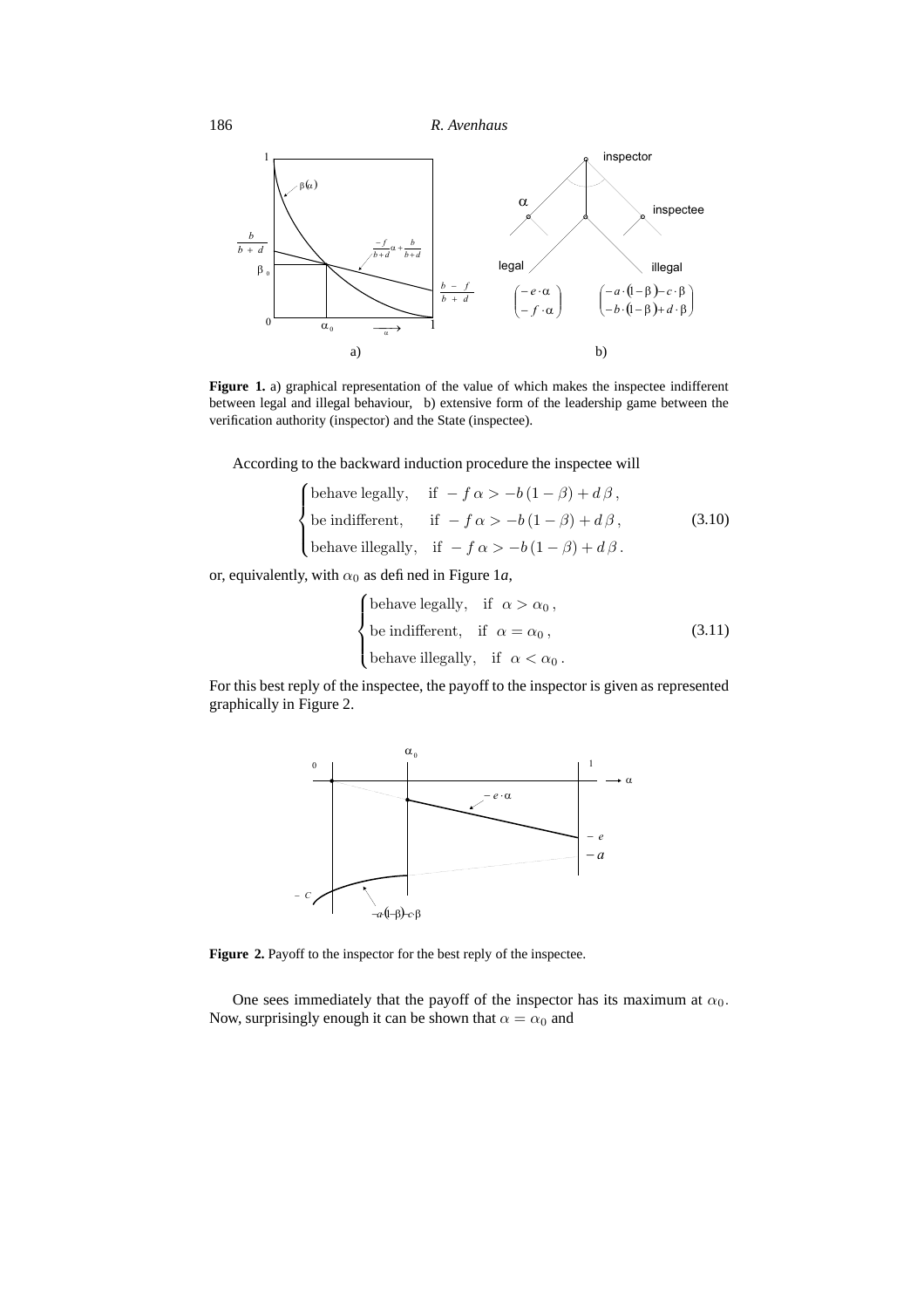**Figure 1.** a) graphical representation of the value of which makes the inspectee indifferent between legal and illegal behaviour, b) extensive form of the leadership game between the verification authority (inspector) and the State (inspectee).

According to the backward induction procedure the inspectee will

$$
\begin{cases} \text{behave legally,} & \text{if } -f\,\alpha > -b\,(1-\beta) + d\,\beta\,, \\ \text{be indifferent,} & \text{if } -f\,\alpha > -b\,(1-\beta) + d\,\beta\,, \\ \text{behave illegally,} & \text{if } -f\,\alpha > -b\,(1-\beta) + d\,\beta\,. \end{cases} \tag{3.10}
$$

or, equivalently, with $\alpha_0$ as defined in Figure 1*a*,

$$
\begin{cases} \text{behave legally,} & \text{if } \alpha > \alpha_0\,, \\ \text{be indifferent,} & \text{if } \alpha = \alpha_0\,, \\ \text{behave illegally,} & \text{if } \alpha < \alpha_0\,. \end{cases} \tag{3.11}
$$

For this best reply of the inspectee, the payoff to the inspector is given as represented graphically in Figure 2.

**Figure 2.** Payoff to the inspector for the best reply of the inspectee.

One sees immediately that the payoff of the inspector has its maximum at $\alpha_0$. Now, surprisingly enough it can be shown that $\alpha = \alpha_0$ and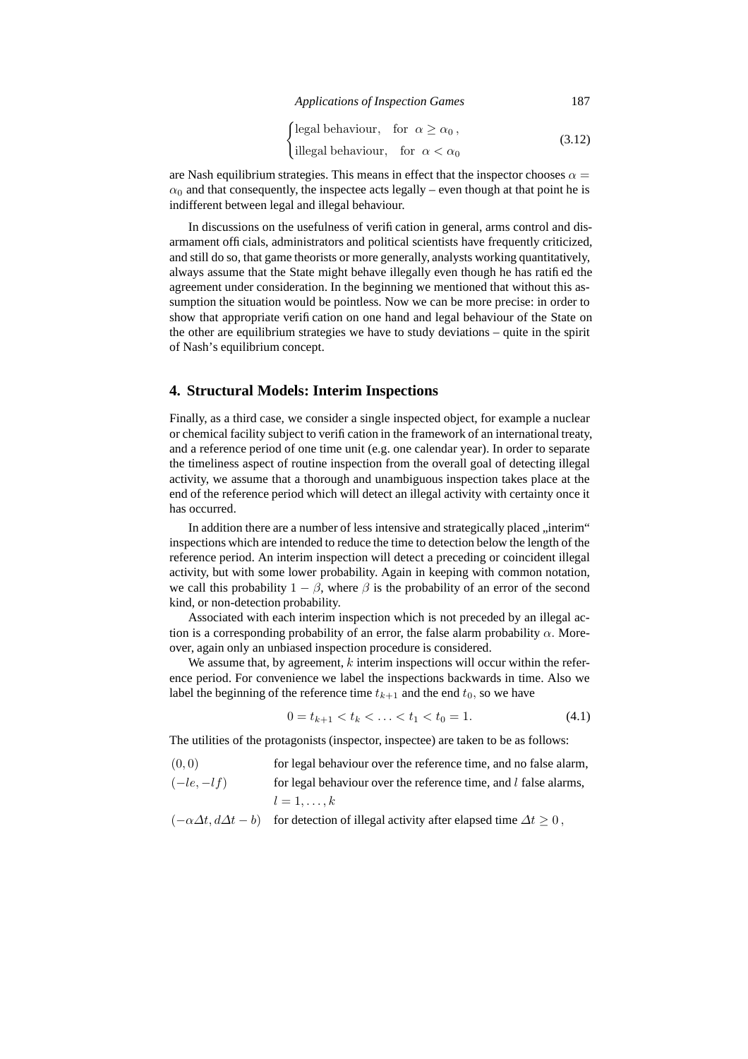$$\begin{cases} \text{legal behaviour}, & \text{for } \alpha \geq \alpha_0\,, \\ \text{illegal behaviour}, & \text{for } \alpha < \alpha_0 \end{cases} \tag{3.12}$$

are Nash equilibrium strategies. This means in effect that the inspector chooses $\alpha = \alpha_0$ and that consequently, the inspectee acts legally – even though at that point he is indifferent between legal and illegal behaviour.

In discussions on the usefulness of verification in general, arms control and disarmament officials, administrators and political scientists have frequently criticized, and still do so, that game theorists or more generally, analysts working quantitatively, always assume that the State might behave illegally even though he has ratified the agreement under consideration. In the beginning we mentioned that without this assumption the situation would be pointless. Now we can be more precise: in order to show that appropriate verification on one hand and legal behaviour of the State on the other are equilibrium strategies we have to study deviations – quite in the spirit of Nash's equilibrium concept.

## 4. Structural Models: Interim Inspections

Finally, as a third case, we consider a single inspected object, for example a nuclear or chemical facility subject to verification in the framework of an international treaty, and a reference period of one time unit (e.g. one calendar year). In order to separate the timeliness aspect of routine inspection from the overall goal of detecting illegal activity, we assume that a thorough and unambiguous inspection takes place at the end of the reference period which will detect an illegal activity with certainty once it has occurred.

In addition there are a number of less intensive and strategically placed „interim" inspections which are intended to reduce the time to detection below the length of the reference period. An interim inspection will detect a preceding or coincident illegal activity, but with some lower probability. Again in keeping with common notation, we call this probability $1 - \beta$, where $\beta$ is the probability of an error of the second kind, or non-detection probability.

Associated with each interim inspection which is not preceded by an illegal action is a corresponding probability of an error, the false alarm probability $\alpha$. Moreover, again only an unbiased inspection procedure is considered.

We assume that, by agreement, $k$ interim inspections will occur within the reference period. For convenience we label the inspections backwards in time. Also we label the beginning of the reference time $t_{k+1}$ and the end $t_0$, so we have

$$0 = t_{k+1} < t_k < \ldots < t_1 < t_0 = 1. \tag{4.1}$$

The utilities of the protagonists (inspector, inspectee) are taken to be as follows:

| | |
|---|---|
| $(0, 0)$ | for legal behaviour over the reference time, and no false alarm, |
| $(-le, -lf)$ | for legal behaviour over the reference time, and $l$ false alarms, $l = 1, \ldots, k$ |
| $(-\alpha\Delta t, d\Delta t - b)$ | for detection of illegal activity after elapsed time $\Delta t \geq 0$, |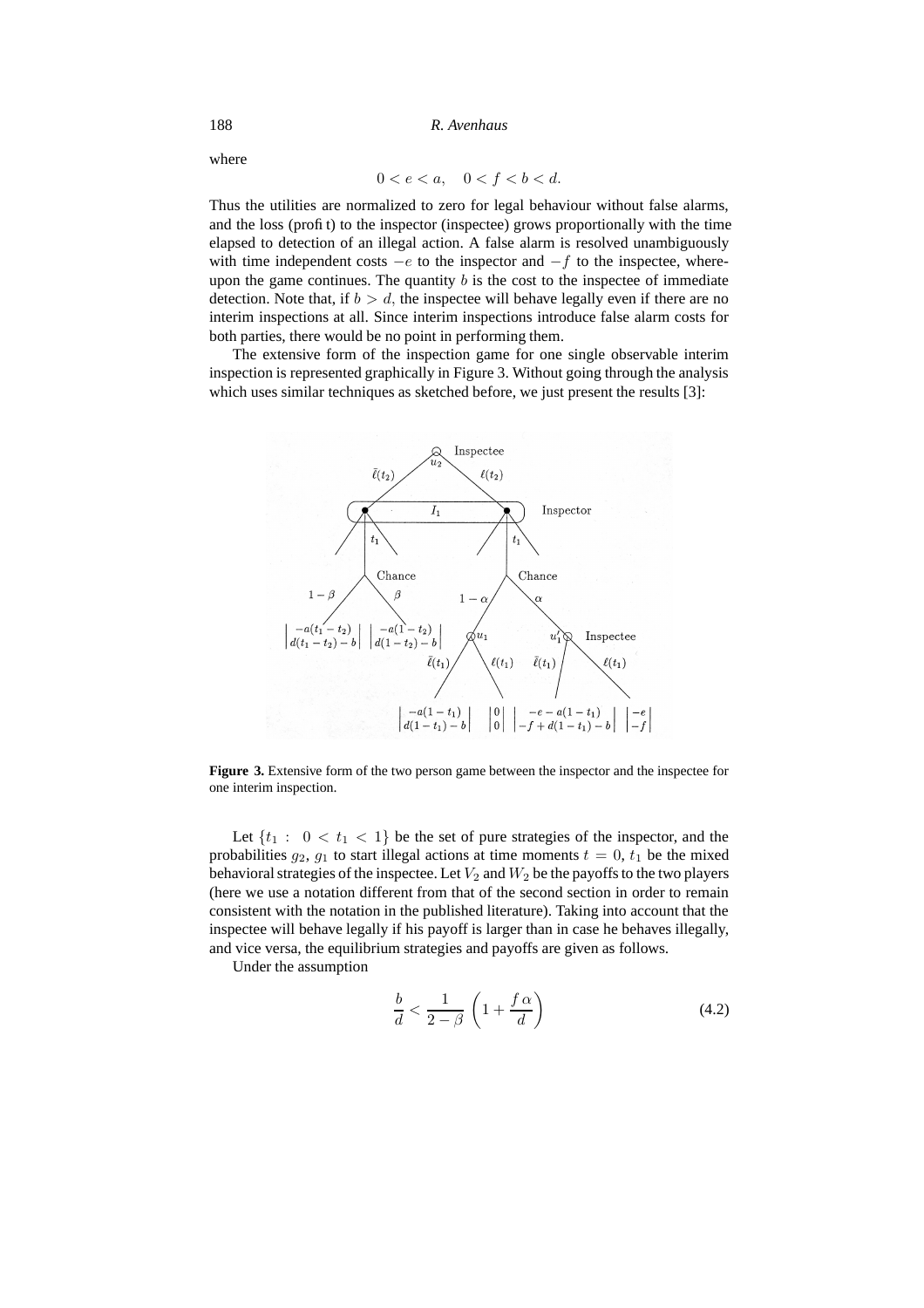where

$$0 < e < a, \quad 0 < f < b < d.$$

Thus the utilities are normalized to zero for legal behaviour without false alarms, and the loss (profit) to the inspector (inspectee) grows proportionally with the time elapsed to detection of an illegal action. A false alarm is resolved unambiguously with time independent costs $-e$ to the inspector and $-f$ to the inspectee, whereupon the game continues. The quantity $b$ is the cost to the inspectee of immediate detection. Note that, if $b > d$, the inspectee will behave legally even if there are no interim inspections at all. Since interim inspections introduce false alarm costs for both parties, there would be no point in performing them.

The extensive form of the inspection game for one single observable interim inspection is represented graphically in Figure 3. Without going through the analysis which uses similar techniques as sketched before, we just present the results [3]:

**Figure 3.** Extensive form of the two person game between the inspector and the inspectee for one interim inspection.

Let $\{t_1 : \; 0 < t_1 < 1\}$ be the set of pure strategies of the inspector, and the probabilities $g_2$, $g_1$ to start illegal actions at time moments $t = 0$, $t_1$ be the mixed behavioral strategies of the inspectee. Let $V_2$ and $W_2$ be the payoffs to the two players (here we use a notation different from that of the second section in order to remain consistent with the notation in the published literature). Taking into account that the inspectee will behave legally if his payoff is larger than in case he behaves illegally, and vice versa, the equilibrium strategies and payoffs are given as follows.

Under the assumption

$$\frac{b}{d} < \frac{1}{2-\beta}\left(1 + \frac{f\,\alpha}{d}\right) \tag{4.2}$$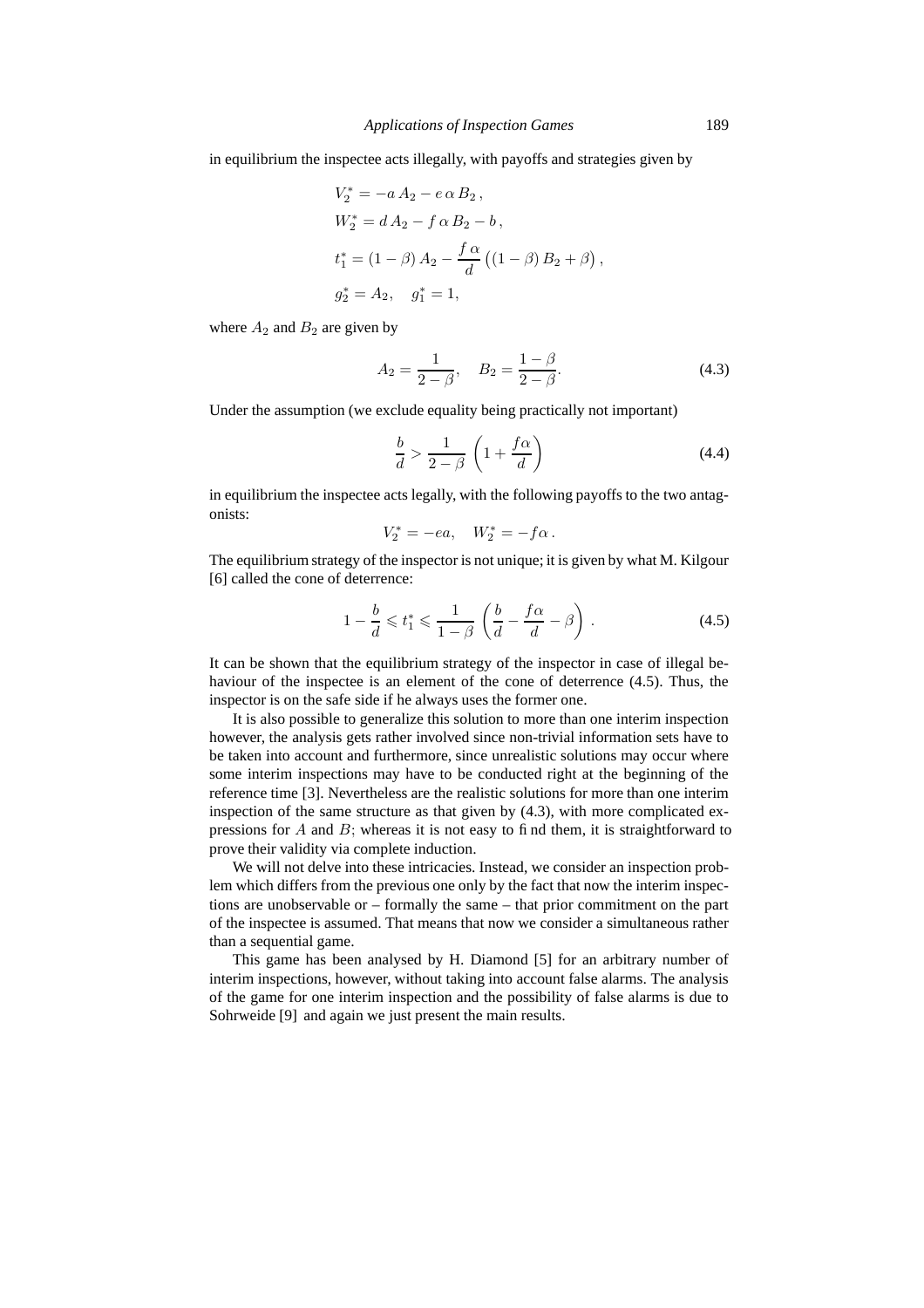in equilibrium the inspectee acts illegally, with payoffs and strategies given by

$$
\begin{aligned}
V_2^* &= -a\,A_2 - e\,\alpha\,B_2\,,\\
W_2^* &= d\,A_2 - f\,\alpha\,B_2 - b\,,\\
t_1^* &= (1-\beta)\,A_2 - \frac{f\,\alpha}{d}\left((1-\beta)\,B_2 + \beta\right),\\
g_2^* &= A_2, \quad g_1^* = 1,
\end{aligned}
$$

where $A_2$ and $B_2$ are given by

$$
A_2 = \frac{1}{2-\beta}, \quad B_2 = \frac{1-\beta}{2-\beta}. \tag{4.3}
$$

Under the assumption (we exclude equality being practically not important)

$$
\frac{b}{d} > \frac{1}{2-\beta}\left(1 + \frac{f\alpha}{d}\right) \tag{4.4}
$$

in equilibrium the inspectee acts legally, with the following payoffs to the two antagonists:

$$
V_2^* = -ea, \quad W_2^* = -f\alpha\,.
$$

The equilibrium strategy of the inspector is not unique; it is given by what M. Kilgour [6] called the cone of deterrence:

$$
1 - \frac{b}{d} \leqslant t_1^* \leqslant \frac{1}{1-\beta}\left(\frac{b}{d} - \frac{f\alpha}{d} - \beta\right). \tag{4.5}
$$

It can be shown that the equilibrium strategy of the inspector in case of illegal behaviour of the inspectee is an element of the cone of deterrence (4.5). Thus, the inspector is on the safe side if he always uses the former one.

It is also possible to generalize this solution to more than one interim inspection however, the analysis gets rather involved since non-trivial information sets have to be taken into account and furthermore, since unrealistic solutions may occur where some interim inspections may have to be conducted right at the beginning of the reference time [3]. Nevertheless are the realistic solutions for more than one interim inspection of the same structure as that given by (4.3), with more complicated expressions for $A$ and $B$; whereas it is not easy to find them, it is straightforward to prove their validity via complete induction.

We will not delve into these intricacies. Instead, we consider an inspection problem which differs from the previous one only by the fact that now the interim inspections are unobservable or – formally the same – that prior commitment on the part of the inspectee is assumed. That means that now we consider a simultaneous rather than a sequential game.

This game has been analysed by H. Diamond [5] for an arbitrary number of interim inspections, however, without taking into account false alarms. The analysis of the game for one interim inspection and the possibility of false alarms is due to Sohrweide [9] and again we just present the main results.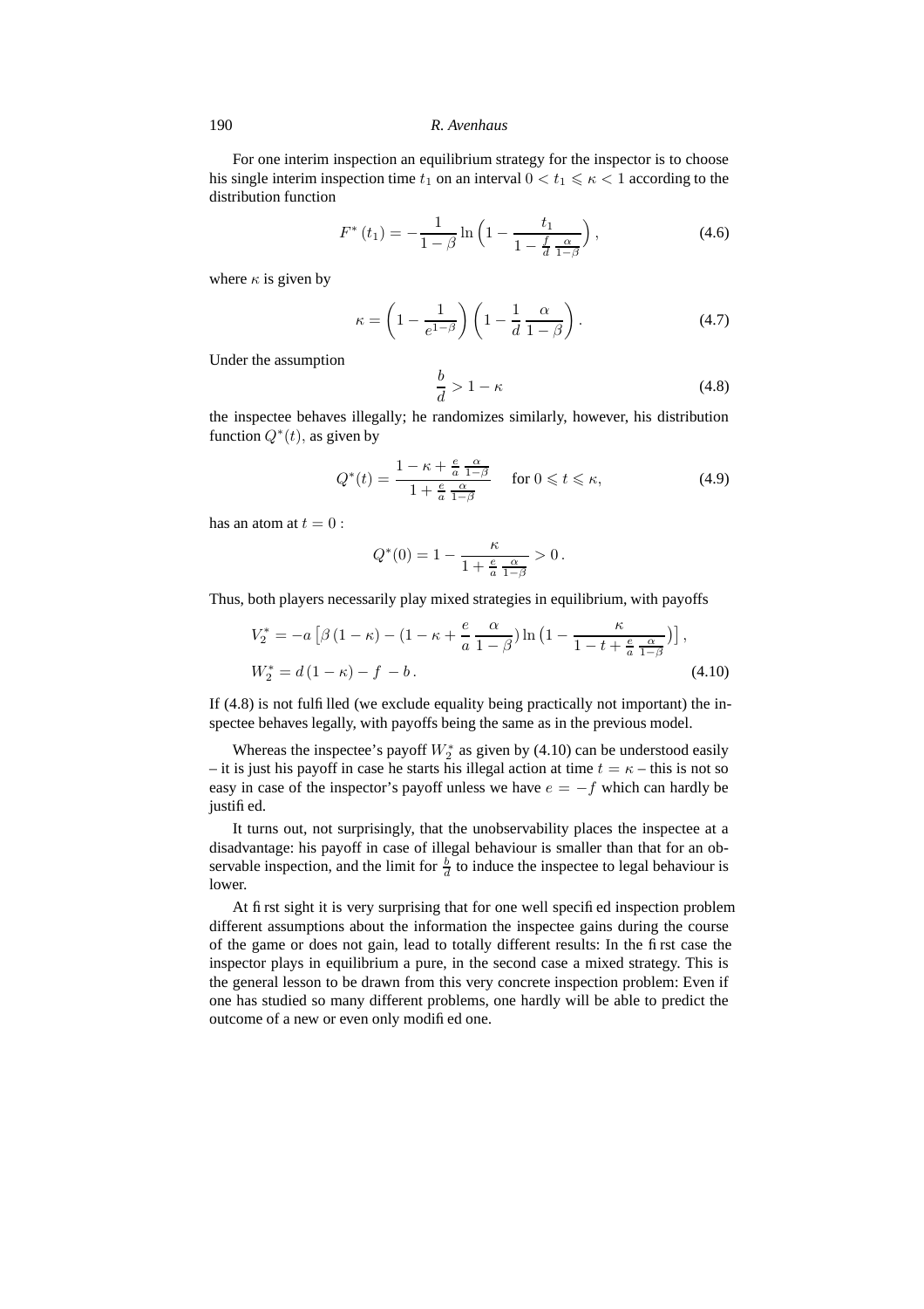For one interim inspection an equilibrium strategy for the inspector is to choose his single interim inspection time $t_1$ on an interval $0 < t_1 \leqslant \kappa < 1$ according to the distribution function

$$F^*(t_1) = -\frac{1}{1-\beta} \ln \Big( 1 - \frac{t_1}{1 - \frac{f}{d} \frac{\alpha}{1-\beta}} \Big), \tag{4.6}$$

where $\kappa$ is given by

$$\kappa = \left( 1 - \frac{1}{e^{1-\beta}} \right) \left( 1 - \frac{1}{d} \frac{\alpha}{1-\beta} \right). \tag{4.7}$$

Under the assumption

$$\frac{b}{d} > 1 - \kappa \tag{4.8}$$

the inspectee behaves illegally; he randomizes similarly, however, his distribution function $Q^*(t)$, as given by

$$Q^*(t) = \frac{1 - \kappa + \frac{e}{a} \frac{\alpha}{1-\beta}}{1 + \frac{e}{a} \frac{\alpha}{1-\beta}} \quad \text{for } 0 \leqslant t \leqslant \kappa, \tag{4.9}$$

has an atom at $t = 0$ :

$$Q^*(0) = 1 - \frac{\kappa}{1 + \frac{e}{a} \frac{\alpha}{1-\beta}} > 0 \,.$$

Thus, both players necessarily play mixed strategies in equilibrium, with payoffs

$$\begin{aligned} V_2^* &= -a \left[ \beta (1 - \kappa) - (1 - \kappa + \frac{e}{a} \frac{\alpha}{1-\beta}) \ln \big( 1 - \frac{\kappa}{1 - t + \frac{e}{a} \frac{\alpha}{1-\beta}} \big) \right], \\ W_2^* &= d (1 - \kappa) - f - b \,. \end{aligned} \tag{4.10}$$

If (4.8) is not fulfilled (we exclude equality being practically not important) the inspectee behaves legally, with payoffs being the same as in the previous model.

Whereas the inspectee's payoff $W_2^*$ as given by (4.10) can be understood easily – it is just his payoff in case he starts his illegal action at time $t = \kappa$ – this is not so easy in case of the inspector's payoff unless we have $e = -f$ which can hardly be justified.

It turns out, not surprisingly, that the unobservability places the inspectee at a disadvantage: his payoff in case of illegal behaviour is smaller than that for an observable inspection, and the limit for $\frac{b}{d}$ to induce the inspectee to legal behaviour is lower.

At first sight it is very surprising that for one well specified inspection problem different assumptions about the information the inspectee gains during the course of the game or does not gain, lead to totally different results: In the first case the inspector plays in equilibrium a pure, in the second case a mixed strategy. This is the general lesson to be drawn from this very concrete inspection problem: Even if one has studied so many different problems, one hardly will be able to predict the outcome of a new or even only modified one.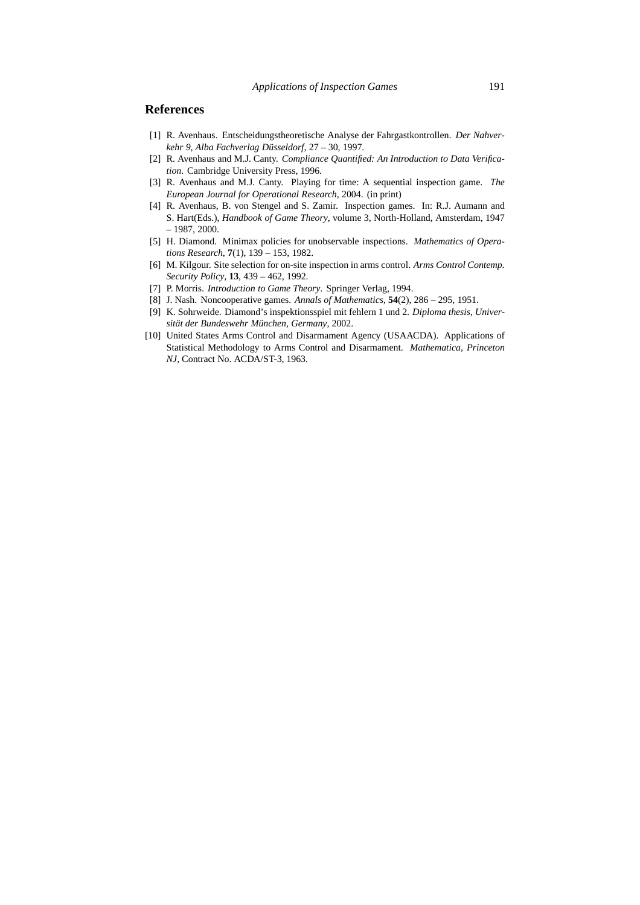## References

[1] R. Avenhaus. Entscheidungstheoretische Analyse der Fahrgastkontrollen. *Der Nahverkehr 9, Alba Fachverlag Düsseldorf*, 27 – 30, 1997.

[2] R. Avenhaus and M.J. Canty. *Compliance Quantified: An Introduction to Data Verification*. Cambridge University Press, 1996.

[3] R. Avenhaus and M.J. Canty. Playing for time: A sequential inspection game. *The European Journal for Operational Research*, 2004. (in print)

[4] R. Avenhaus, B. von Stengel and S. Zamir. Inspection games. In: R.J. Aumann and S. Hart(Eds.), *Handbook of Game Theory*, volume 3, North-Holland, Amsterdam, 1947 – 1987, 2000.

[5] H. Diamond. Minimax policies for unobservable inspections. *Mathematics of Operations Research*, **7**(1), 139 – 153, 1982.

[6] M. Kilgour. Site selection for on-site inspection in arms control. *Arms Control Contemp. Security Policy*, **13**, 439 – 462, 1992.

[7] P. Morris. *Introduction to Game Theory*. Springer Verlag, 1994.

[8] J. Nash. Noncooperative games. *Annals of Mathematics*, **54**(2), 286 – 295, 1951.

[9] K. Sohrweide. Diamond's inspektionsspiel mit fehlern 1 und 2. *Diploma thesis, Universität der Bundeswehr München, Germany*, 2002.

[10] United States Arms Control and Disarmament Agency (USAACDA). Applications of Statistical Methodology to Arms Control and Disarmament. *Mathematica, Princeton NJ*, Contract No. ACDA/ST-3, 1963.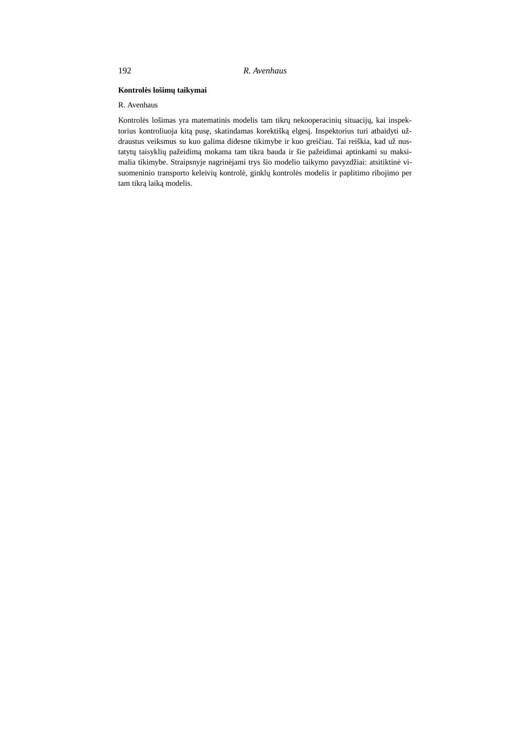**Kontrolės lošimų taikymai**

R. Avenhaus

Kontrolės lošimas yra matematinis modelis tam tikrų nekooperacinių situacijų, kai inspektorius kontroliuoja kitą pusę, skatindamas korektišką elgesį. Inspektorius turi atbaidyti uždraustus veiksmus su kuo galima didesne tikimybe ir kuo greičiau. Tai reiškia, kad už nustatytų taisyklių pažeidimą mokama tam tikra bauda ir šie pažeidimai aptinkami su maksimalia tikimybe. Straipsnyje nagrinėjami trys šio modelio taikymo pavyzdžiai: atsitiktinė visuomeninio transporto keleivių kontrolė, ginklų kontrolės modelis ir paplitimo ribojimo per tam tikrą laiką modelis.